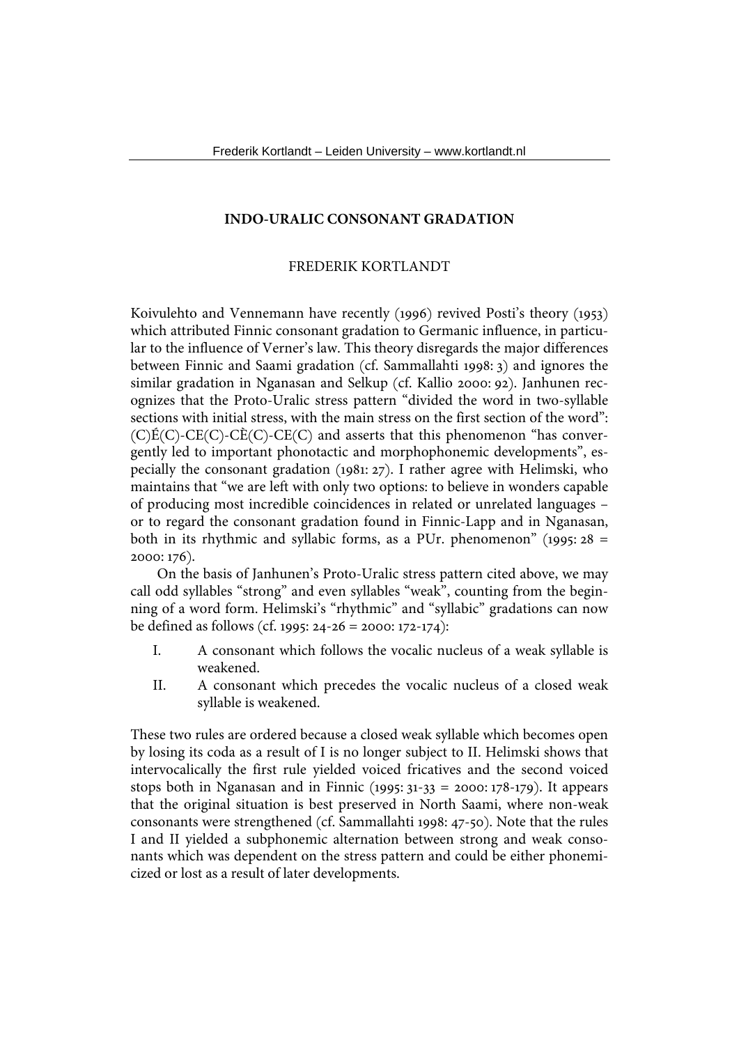# INDO-URALIC CONSONANT GRADATION

FREDERIK KORTLANDT

Koivulehto and Vennemann have recently (1996) revived Posti's theory (1953) which attributed Finnic consonant gradation to Germanic influence, in particular to the influence of Verner's law. This theory disregards the major differences between Finnic and Saami gradation (cf. Sammallahti 1998: 3) and ignores the similar gradation in Nganasan and Selkup (cf. Kallio 2000: 92). Janhunen recognizes that the Proto-Uralic stress pattern "divided the word in two-syllable sections with initial stress, with the main stress on the first section of the word": (C)É(C)-CE(C)-CÈ(C)-CE(C) and asserts that this phenomenon "has convergently led to important phonotactic and morphophonemic developments", especially the consonant gradation (1981: 27). I rather agree with Helimski, who maintains that "we are left with only two options: to believe in wonders capable of producing most incredible coincidences in related or unrelated languages – or to regard the consonant gradation found in Finnic-Lapp and in Nganasan, both in its rhythmic and syllabic forms, as a PUr. phenomenon" (1995: 28 = 2000: 176).

On the basis of Janhunen's Proto-Uralic stress pattern cited above, we may call odd syllables "strong" and even syllables "weak", counting from the beginning of a word form. Helimski's "rhythmic" and "syllabic" gradations can now be defined as follows (cf. 1995: 24-26 = 2000: 172-174):

I. A consonant which follows the vocalic nucleus of a weak syllable is weakened.
II. A consonant which precedes the vocalic nucleus of a closed weak syllable is weakened.

These two rules are ordered because a closed weak syllable which becomes open by losing its coda as a result of I is no longer subject to II. Helimski shows that intervocalically the first rule yielded voiced fricatives and the second voiced stops both in Nganasan and in Finnic (1995: 31-33 = 2000: 178-179). It appears that the original situation is best preserved in North Saami, where non-weak consonants were strengthened (cf. Sammallahti 1998: 47-50). Note that the rules I and II yielded a subphonemic alternation between strong and weak consonants which was dependent on the stress pattern and could be either phonemicized or lost as a result of later developments.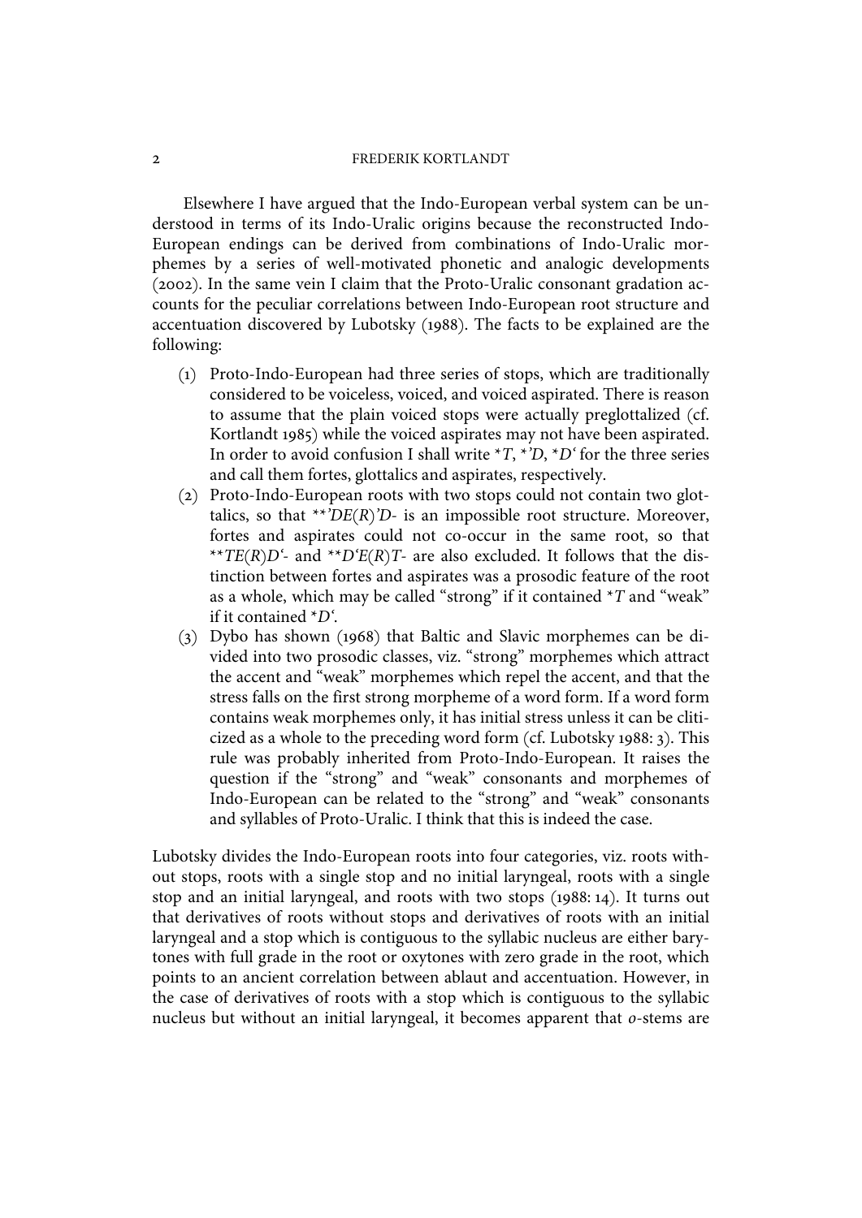Elsewhere I have argued that the Indo-European verbal system can be understood in terms of its Indo-Uralic origins because the reconstructed Indo-European endings can be derived from combinations of Indo-Uralic morphemes by a series of well-motivated phonetic and analogic developments (2002). In the same vein I claim that the Proto-Uralic consonant gradation accounts for the peculiar correlations between Indo-European root structure and accentuation discovered by Lubotsky (1988). The facts to be explained are the following:

(1) Proto-Indo-European had three series of stops, which are traditionally considered to be voiceless, voiced, and voiced aspirated. There is reason to assume that the plain voiced stops were actually preglottalized (cf. Kortlandt 1985) while the voiced aspirates may not have been aspirated. In order to avoid confusion I shall write **T*, *'*D*, **D*ʿ for the three series and call them fortes, glottalics and aspirates, respectively.

(2) Proto-Indo-European roots with two stops could not contain two glottalics, so that ***'DE*(*R*)*'D*- is an impossible root structure. Moreover, fortes and aspirates could not co-occur in the same root, so that ***TE*(*R*)*D*ʿ- and ***D*ʿ*E*(*R*)*T*- are also excluded. It follows that the distinction between fortes and aspirates was a prosodic feature of the root as a whole, which may be called "strong" if it contained **T* and "weak" if it contained **D*ʿ.

(3) Dybo has shown (1968) that Baltic and Slavic morphemes can be divided into two prosodic classes, viz. "strong" morphemes which attract the accent and "weak" morphemes which repel the accent, and that the stress falls on the first strong morpheme of a word form. If a word form contains weak morphemes only, it has initial stress unless it can be cliticized as a whole to the preceding word form (cf. Lubotsky 1988: 3). This rule was probably inherited from Proto-Indo-European. It raises the question if the "strong" and "weak" consonants and morphemes of Indo-European can be related to the "strong" and "weak" consonants and syllables of Proto-Uralic. I think that this is indeed the case.

Lubotsky divides the Indo-European roots into four categories, viz. roots without stops, roots with a single stop and no initial laryngeal, roots with a single stop and an initial laryngeal, and roots with two stops (1988: 14). It turns out that derivatives of roots without stops and derivatives of roots with an initial laryngeal and a stop which is contiguous to the syllabic nucleus are either barytones with full grade in the root or oxytones with zero grade in the root, which points to an ancient correlation between ablaut and accentuation. However, in the case of derivatives of roots with a stop which is contiguous to the syllabic nucleus but without an initial laryngeal, it becomes apparent that *o*-stems are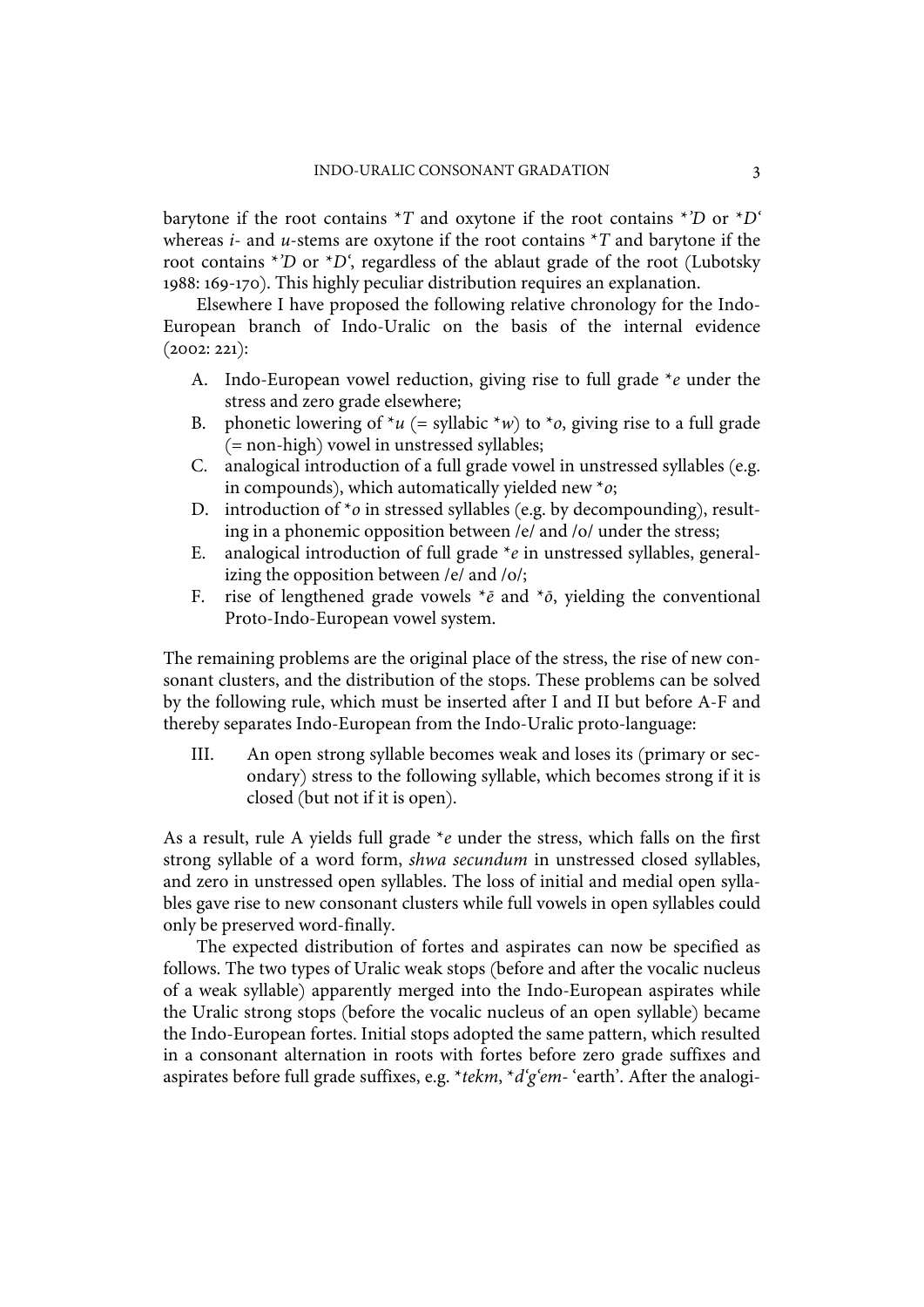barytone if the root contains **T* and oxytone if the root contains *'*D* or **D*ʿ whereas *i*- and *u*-stems are oxytone if the root contains **T* and barytone if the root contains *'*D* or **D*ʿ, regardless of the ablaut grade of the root (Lubotsky 1988: 169-170). This highly peculiar distribution requires an explanation.

Elsewhere I have proposed the following relative chronology for the Indo-European branch of Indo-Uralic on the basis of the internal evidence (2002: 221):

A. Indo-European vowel reduction, giving rise to full grade **e* under the stress and zero grade elsewhere;
B. phonetic lowering of **u* (= syllabic **w*) to **o*, giving rise to a full grade (= non-high) vowel in unstressed syllables;
C. analogical introduction of a full grade vowel in unstressed syllables (e.g. in compounds), which automatically yielded new **o*;
D. introduction of **o* in stressed syllables (e.g. by decompounding), resulting in a phonemic opposition between /e/ and /o/ under the stress;
E. analogical introduction of full grade **e* in unstressed syllables, generalizing the opposition between /e/ and /o/;
F. rise of lengthened grade vowels **ē* and **ō*, yielding the conventional Proto-Indo-European vowel system.

The remaining problems are the original place of the stress, the rise of new consonant clusters, and the distribution of the stops. These problems can be solved by the following rule, which must be inserted after I and II but before A-F and thereby separates Indo-European from the Indo-Uralic proto-language:

III. An open strong syllable becomes weak and loses its (primary or secondary) stress to the following syllable, which becomes strong if it is closed (but not if it is open).

As a result, rule A yields full grade **e* under the stress, which falls on the first strong syllable of a word form, *shwa secundum* in unstressed closed syllables, and zero in unstressed open syllables. The loss of initial and medial open syllables gave rise to new consonant clusters while full vowels in open syllables could only be preserved word-finally.

The expected distribution of fortes and aspirates can now be specified as follows. The two types of Uralic weak stops (before and after the vocalic nucleus of a weak syllable) apparently merged into the Indo-European aspirates while the Uralic strong stops (before the vocalic nucleus of an open syllable) became the Indo-European fortes. Initial stops adopted the same pattern, which resulted in a consonant alternation in roots with fortes before zero grade suffixes and aspirates before full grade suffixes, e.g. **tekm*, **d*ʿ*g*ʿ*em*- 'earth'. After the analogi-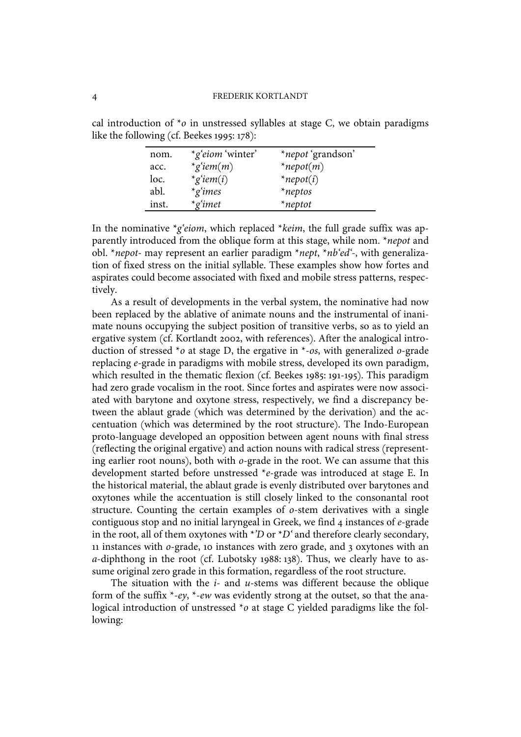cal introduction of *o in unstressed syllables at stage C, we obtain paradigms like the following (cf. Beekes 1995: 178):

| | | |
|---|---|---|
| nom. | *g'eiom 'winter' | *nepot 'grandson' |
| acc. | *g'iem(m) | *nepot(m) |
| loc. | *g'iem(i) | *nepot(i) |
| abl. | *g'imes | *neptos |
| inst. | *g'imet | *neptot |

In the nominative *g'eiom, which replaced *keim, the full grade suffix was apparently introduced from the oblique form at this stage, while nom. *nepot and obl. *nepot- may represent an earlier paradigm *nept, *nb'ed'-, with generalization of fixed stress on the initial syllable. These examples show how fortes and aspirates could become associated with fixed and mobile stress patterns, respectively.

As a result of developments in the verbal system, the nominative had now been replaced by the ablative of animate nouns and the instrumental of inanimate nouns occupying the subject position of transitive verbs, so as to yield an ergative system (cf. Kortlandt 2002, with references). After the analogical introduction of stressed *o at stage D, the ergative in *-os, with generalized o-grade replacing e-grade in paradigms with mobile stress, developed its own paradigm, which resulted in the thematic flexion (cf. Beekes 1985: 191-195). This paradigm had zero grade vocalism in the root. Since fortes and aspirates were now associated with barytone and oxytone stress, respectively, we find a discrepancy between the ablaut grade (which was determined by the derivation) and the accentuation (which was determined by the root structure). The Indo-European proto-language developed an opposition between agent nouns with final stress (reflecting the original ergative) and action nouns with radical stress (representing earlier root nouns), both with o-grade in the root. We can assume that this development started before unstressed *e-grade was introduced at stage E. In the historical material, the ablaut grade is evenly distributed over barytones and oxytones while the accentuation is still closely linked to the consonantal root structure. Counting the certain examples of o-stem derivatives with a single contiguous stop and no initial laryngeal in Greek, we find 4 instances of e-grade in the root, all of them oxytones with *'D or *D' and therefore clearly secondary, 11 instances with o-grade, 10 instances with zero grade, and 3 oxytones with an a-diphthong in the root (cf. Lubotsky 1988: 138). Thus, we clearly have to assume original zero grade in this formation, regardless of the root structure.

The situation with the i- and u-stems was different because the oblique form of the suffix *-ey, *-ew was evidently strong at the outset, so that the analogical introduction of unstressed *o at stage C yielded paradigms like the following: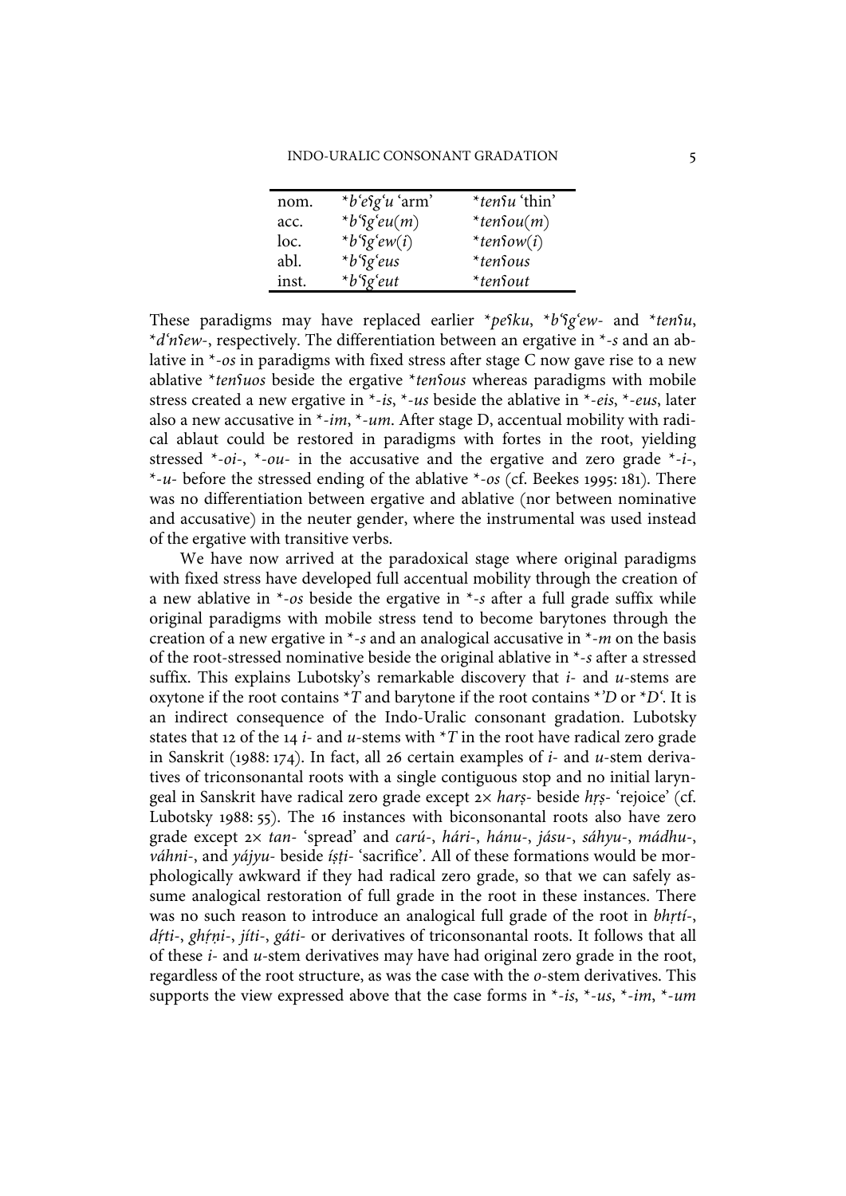| nom. | *b'eʕg'u 'arm' | *tenʕu 'thin' |
|---|---|---|
| acc. | *b'ʕg'eu(m) | *tenʕou(m) |
| loc. | *b'ʕg'ew(i) | *tenʕow(i) |
| abl. | *b'ʕg'eus | *tenʕous |
| inst. | *b'ʕg'eut | *tenʕout |

These paradigms may have replaced earlier *peʕku, *b'ʕg'ew- and *tenʕu, *d'nʕew-, respectively. The differentiation between an ergative in *-s and an ablative in *-os in paradigms with fixed stress after stage C now gave rise to a new ablative *tenʕuos beside the ergative *tenʕous whereas paradigms with mobile stress created a new ergative in *-is, *-us beside the ablative in *-eis, *-eus, later also a new accusative in *-im, *-um. After stage D, accentual mobility with radical ablaut could be restored in paradigms with fortes in the root, yielding stressed *-oi-, *-ou- in the accusative and the ergative and zero grade *-i-, *-u- before the stressed ending of the ablative *-os (cf. Beekes 1995: 181). There was no differentiation between ergative and ablative (nor between nominative and accusative) in the neuter gender, where the instrumental was used instead of the ergative with transitive verbs.

We have now arrived at the paradoxical stage where original paradigms with fixed stress have developed full accentual mobility through the creation of a new ablative in *-os beside the ergative in *-s after a full grade suffix while original paradigms with mobile stress tend to become barytones through the creation of a new ergative in *-s and an analogical accusative in *-m on the basis of the root-stressed nominative beside the original ablative in *-s after a stressed suffix. This explains Lubotsky's remarkable discovery that *i*- and *u*-stems are oxytone if the root contains *T and barytone if the root contains *'D or *D'. It is an indirect consequence of the Indo-Uralic consonant gradation. Lubotsky states that 12 of the 14 *i*- and *u*-stems with *T in the root have radical zero grade in Sanskrit (1988: 174). In fact, all 26 certain examples of *i*- and *u*-stem derivatives of triconsonantal roots with a single contiguous stop and no initial laryngeal in Sanskrit have radical zero grade except 2× *harṣ*- beside *hṛṣ*- 'rejoice' (cf. Lubotsky 1988: 55). The 16 instances with biconsonantal roots also have zero grade except 2× *tan*- 'spread' and *carú*-, *hári*-, *hánu*-, *jásu*-, *sáhyu*-, *mádhu*-, *váhni*-, and *yájyu*- beside *íṣṭi*- 'sacrifice'. All of these formations would be morphologically awkward if they had radical zero grade, so that we can safely assume analogical restoration of full grade in the root in these instances. There was no such reason to introduce an analogical full grade of the root in *bhṛtí*-, *dṛ́ti*-, *ghṛ́ṇi*-, *jíti*-, *gáti*- or derivatives of triconsonantal roots. It follows that all of these *i*- and *u*-stem derivatives may have had original zero grade in the root, regardless of the root structure, as was the case with the *o*-stem derivatives. This supports the view expressed above that the case forms in *-is, *-us, *-im, *-um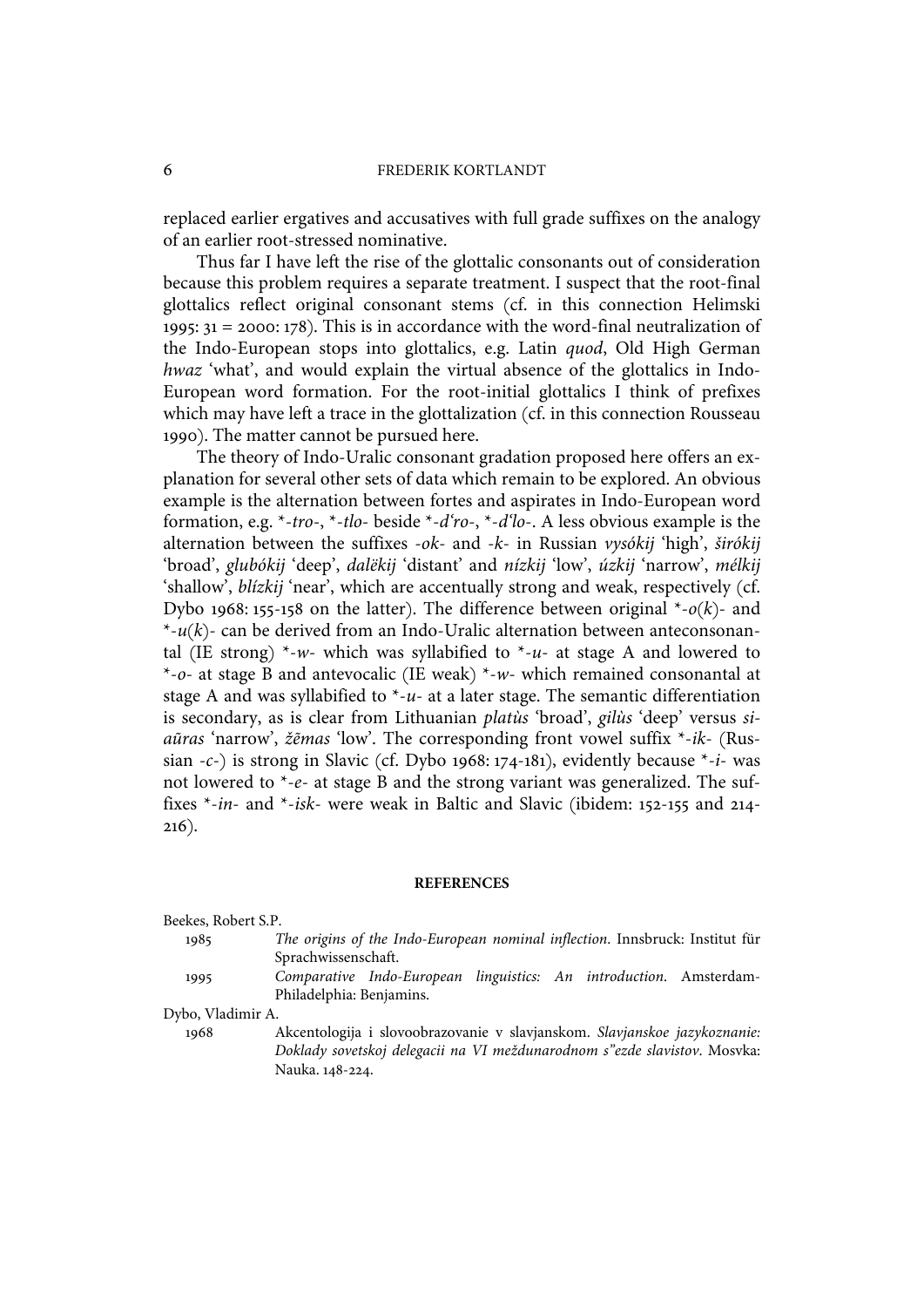replaced earlier ergatives and accusatives with full grade suffixes on the analogy of an earlier root-stressed nominative.

Thus far I have left the rise of the glottalic consonants out of consideration because this problem requires a separate treatment. I suspect that the root-final glottalics reflect original consonant stems (cf. in this connection Helimski 1995: 31 = 2000: 178). This is in accordance with the word-final neutralization of the Indo-European stops into glottalics, e.g. Latin *quod*, Old High German *hwaz* 'what', and would explain the virtual absence of the glottalics in Indo-European word formation. For the root-initial glottalics I think of prefixes which may have left a trace in the glottalization (cf. in this connection Rousseau 1990). The matter cannot be pursued here.

The theory of Indo-Uralic consonant gradation proposed here offers an explanation for several other sets of data which remain to be explored. An obvious example is the alternation between fortes and aspirates in Indo-European word formation, e.g. *\*-tro-*, *\*-tlo-* beside *\*-d'ro-*, *\*-d'lo-*. A less obvious example is the alternation between the suffixes *-ok-* and *-k-* in Russian *vysókij* 'high', *širókij* 'broad', *glubókij* 'deep', *dalëkij* 'distant' and *nízkij* 'low', *úzkij* 'narrow', *mélkij* 'shallow', *blízkij* 'near', which are accentually strong and weak, respectively (cf. Dybo 1968: 155-158 on the latter). The difference between original *\*-o(k)-* and *\*-u(k)-* can be derived from an Indo-Uralic alternation between anteconsonantal (IE strong) *\*-w-* which was syllabified to *\*-u-* at stage A and lowered to *\*-o-* at stage B and antevocalic (IE weak) *\*-w-* which remained consonantal at stage A and was syllabified to *\*-u-* at a later stage. The semantic differentiation is secondary, as is clear from Lithuanian *platùs* 'broad', *gilùs* 'deep' versus *siaũras* 'narrow', *žẽmas* 'low'. The corresponding front vowel suffix *\*-ik-* (Russian *-c-*) is strong in Slavic (cf. Dybo 1968: 174-181), evidently because *\*-i-* was not lowered to *\*-e-* at stage B and the strong variant was generalized. The suffixes *\*-in-* and *\*-isk-* were weak in Baltic and Slavic (ibidem: 152-155 and 214-216).

## REFERENCES

Beekes, Robert S.P.

1985 *The origins of the Indo-European nominal inflection*. Innsbruck: Institut für Sprachwissenschaft.

1995 *Comparative Indo-European linguistics: An introduction*. Amsterdam-Philadelphia: Benjamins.

Dybo, Vladimir A.

1968 Akcentologija i slovoobrazovanie v slavjanskom. *Slavjanskoe jazykoznanie: Doklady sovetskoj delegacii na VI meždunarodnom s"ezde slavistov*. Mosvka: Nauka. 148-224.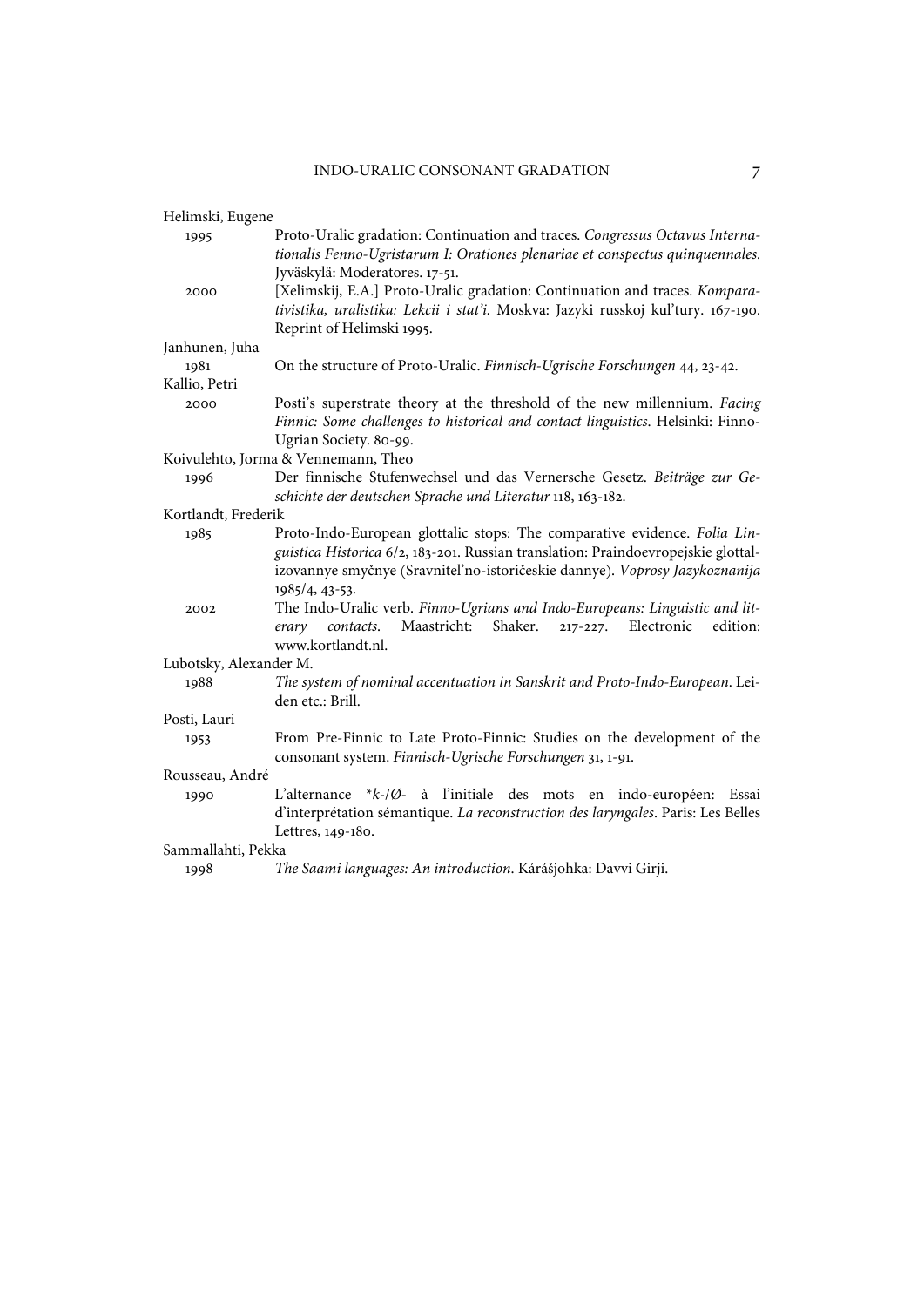Helimski, Eugene

1995 Proto-Uralic gradation: Continuation and traces. *Congressus Octavus Internationalis Fenno-Ugristarum I: Orationes plenariae et conspectus quinquennales*. Jyväskylä: Moderatores. 17-51.

2000 [Xelimskij, E.A.] Proto-Uralic gradation: Continuation and traces. *Komparativistika, uralistika: Lekcii i stat'i*. Moskva: Jazyki russkoj kul'tury. 167-190. Reprint of Helimski 1995.

Janhunen, Juha

1981 On the structure of Proto-Uralic. *Finnisch-Ugrische Forschungen* 44, 23-42.

Kallio, Petri

2000 Posti's superstrate theory at the threshold of the new millennium. *Facing Finnic: Some challenges to historical and contact linguistics*. Helsinki: Finno-Ugrian Society. 80-99.

Koivulehto, Jorma & Vennemann, Theo

1996 Der finnische Stufenwechsel und das Vernersche Gesetz. *Beiträge zur Geschichte der deutschen Sprache und Literatur* 118, 163-182.

Kortlandt, Frederik

1985 Proto-Indo-European glottalic stops: The comparative evidence. *Folia Linguistica Historica* 6/2, 183-201. Russian translation: Praindoevropejskie glottalizovannye smyčnye (Sravnitel'no-istoričeskie dannye). *Voprosy Jazykoznanija* 1985/4, 43-53.

2002 The Indo-Uralic verb. *Finno-Ugrians and Indo-Europeans: Linguistic and literary contacts*. Maastricht: Shaker. 217-227. Electronic edition: www.kortlandt.nl.

Lubotsky, Alexander M.

1988 *The system of nominal accentuation in Sanskrit and Proto-Indo-European*. Leiden etc.: Brill.

Posti, Lauri

1953 From Pre-Finnic to Late Proto-Finnic: Studies on the development of the consonant system. *Finnisch-Ugrische Forschungen* 31, 1-91.

Rousseau, André

1990 L'alternance \**k*-/*Ø*- à l'initiale des mots en indo-européen: Essai d'interprétation sémantique. *La reconstruction des laryngales*. Paris: Les Belles Lettres, 149-180.

Sammallahti, Pekka

1998 *The Saami languages: An introduction*. Kárášjohka: Davvi Girji.